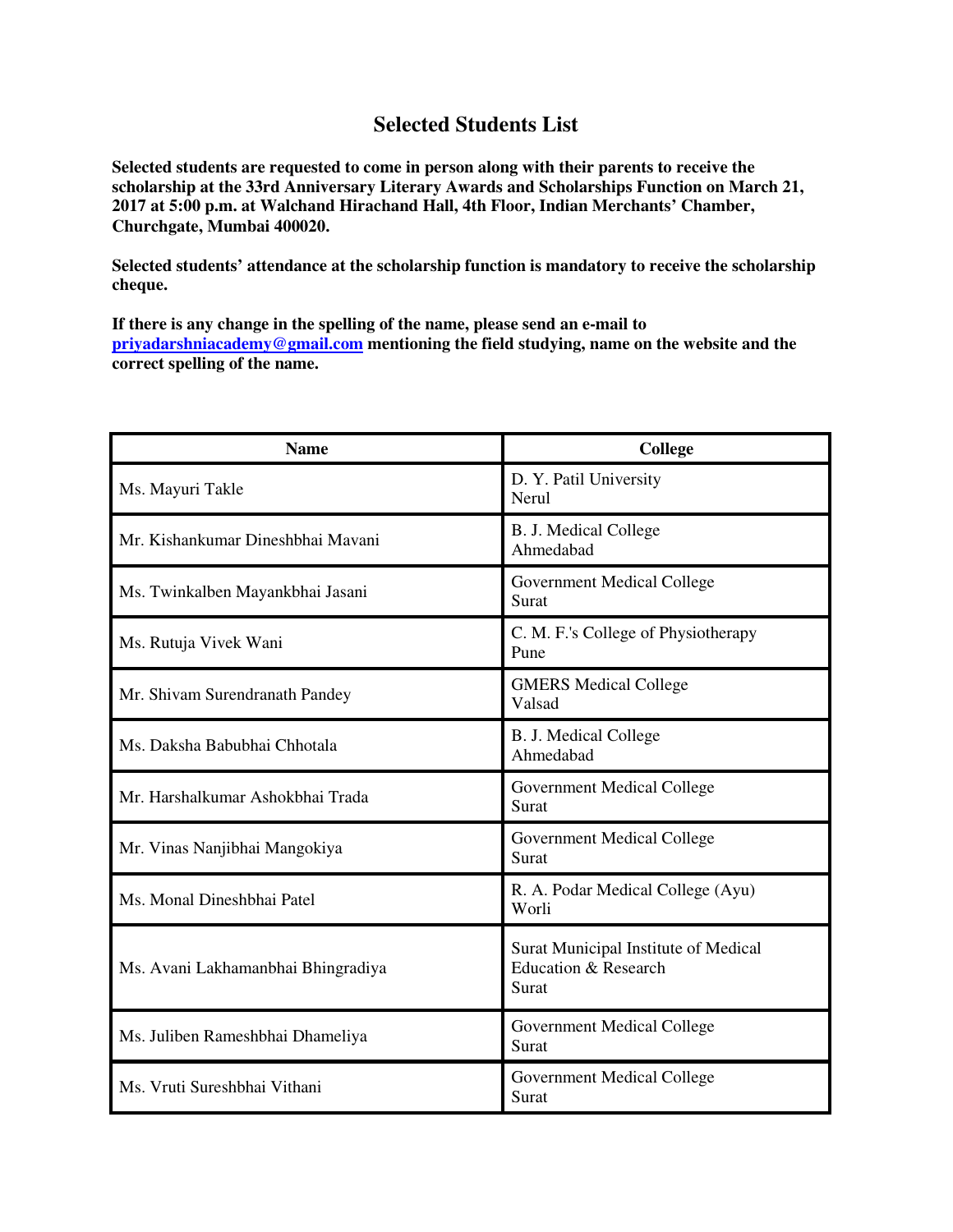# Selected Students List

**Selected students are requested to come in person along with their parents to receive the scholarship at the 33rd Anniversary Literary Awards and Scholarships Function on March 21, 2017 at 5:00 p.m. at Walchand Hirachand Hall, 4th Floor, Indian Merchants' Chamber, Churchgate, Mumbai 400020.**

**Selected students' attendance at the scholarship function is mandatory to receive the scholarship cheque.**

**If there is any change in the spelling of the name, please send an e-mail to [priyadarshniacademy@gmail.com](mailto:priyadarshniacademy@gmail.com) mentioning the field studying, name on the website and the correct spelling of the name.**

| Name | College |
|---|---|
| Ms. Mayuri Takle | D. Y. Patil University<br>Nerul |
| Mr. Kishankumar Dineshbhai Mavani | B. J. Medical College<br>Ahmedabad |
| Ms. Twinkalben Mayankbhai Jasani | Government Medical College<br>Surat |
| Ms. Rutuja Vivek Wani | C. M. F.'s College of Physiotherapy<br>Pune |
| Mr. Shivam Surendranath Pandey | GMERS Medical College<br>Valsad |
| Ms. Daksha Babubhai Chhotala | B. J. Medical College<br>Ahmedabad |
| Mr. Harshalkumar Ashokbhai Trada | Government Medical College<br>Surat |
| Mr. Vinas Nanjibhai Mangokiya | Government Medical College<br>Surat |
| Ms. Monal Dineshbhai Patel | R. A. Podar Medical College (Ayu)<br>Worli |
| Ms. Avani Lakhamanbhai Bhingradiya | Surat Municipal Institute of Medical Education & Research<br>Surat |
| Ms. Juliben Rameshbhai Dhameliya | Government Medical College<br>Surat |
| Ms. Vruti Sureshbhai Vithani | Government Medical College<br>Surat |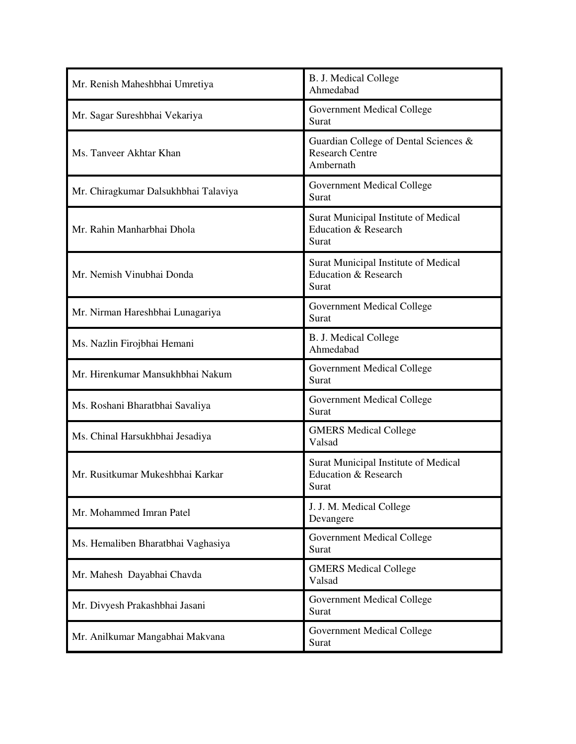| Mr. Renish Maheshbhai Umretiya | B. J. Medical College<br>Ahmedabad |
|---|---|
| Mr. Sagar Sureshbhai Vekariya | Government Medical College<br>Surat |
| Ms. Tanveer Akhtar Khan | Guardian College of Dental Sciences & Research Centre<br>Ambernath |
| Mr. Chiragkumar Dalsukhbhai Talaviya | Government Medical College<br>Surat |
| Mr. Rahin Manharbhai Dhola | Surat Municipal Institute of Medical Education & Research<br>Surat |
| Mr. Nemish Vinubhai Donda | Surat Municipal Institute of Medical Education & Research<br>Surat |
| Mr. Nirman Hareshbhai Lunagariya | Government Medical College<br>Surat |
| Ms. Nazlin Firojbhai Hemani | B. J. Medical College<br>Ahmedabad |
| Mr. Hirenkumar Mansukhbhai Nakum | Government Medical College<br>Surat |
| Ms. Roshani Bharatbhai Savaliya | Government Medical College<br>Surat |
| Ms. Chinal Harsukhbhai Jesadiya | GMERS Medical College<br>Valsad |
| Mr. Rusitkumar Mukeshbhai Karkar | Surat Municipal Institute of Medical Education & Research<br>Surat |
| Mr. Mohammed Imran Patel | J. J. M. Medical College<br>Devangere |
| Ms. Hemaliben Bharatbhai Vaghasiya | Government Medical College<br>Surat |
| Mr. Mahesh Dayabhai Chavda | GMERS Medical College<br>Valsad |
| Mr. Divyesh Prakashbhai Jasani | Government Medical College<br>Surat |
| Mr. Anilkumar Mangabhai Makvana | Government Medical College<br>Surat |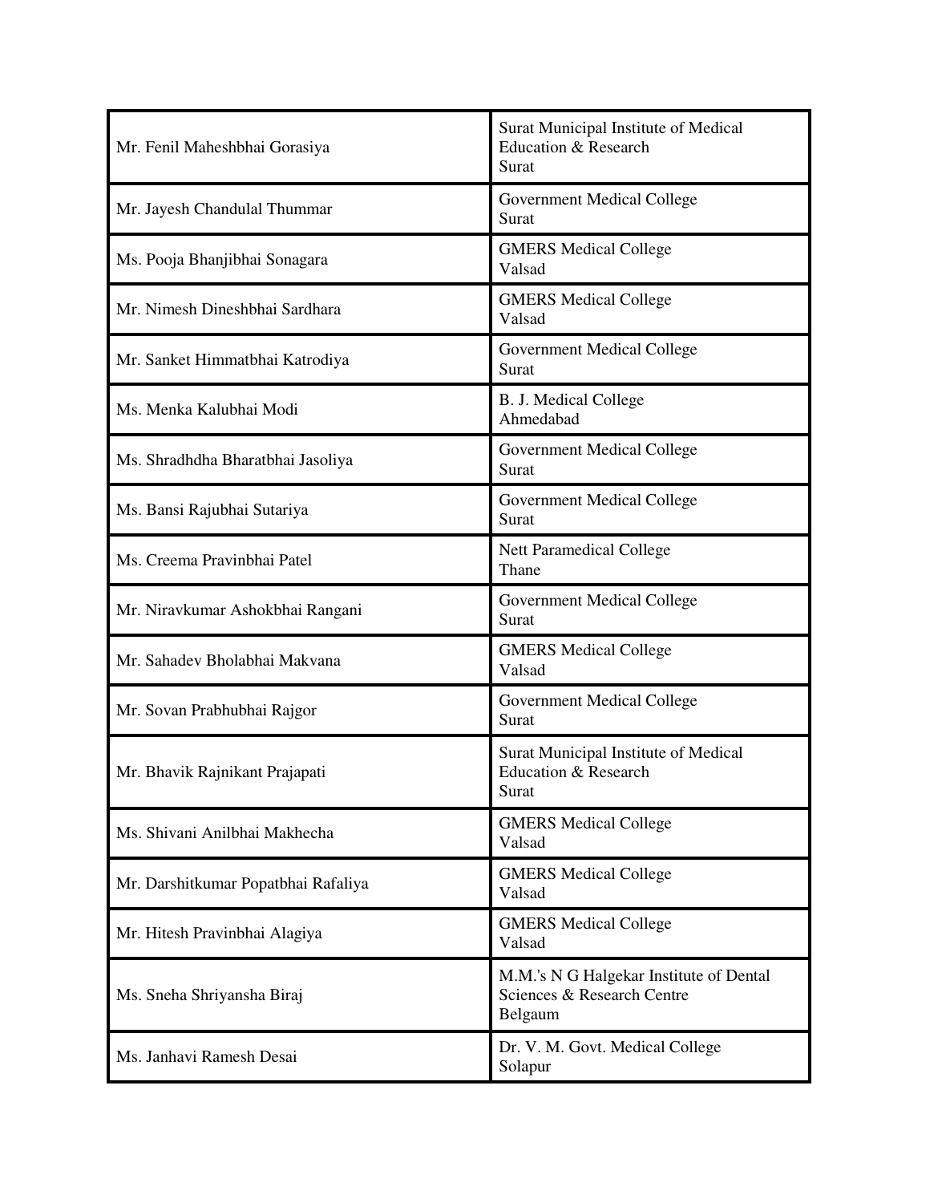| | |
|---|---|
| Mr. Fenil Maheshbhai Gorasiya | Surat Municipal Institute of Medical Education & Research<br>Surat |
| Mr. Jayesh Chandulal Thummar | Government Medical College<br>Surat |
| Ms. Pooja Bhanjibhai Sonagara | GMERS Medical College<br>Valsad |
| Mr. Nimesh Dineshbhai Sardhara | GMERS Medical College<br>Valsad |
| Mr. Sanket Himmatbhai Katrodiya | Government Medical College<br>Surat |
| Ms. Menka Kalubhai Modi | B. J. Medical College<br>Ahmedabad |
| Ms. Shradhdha Bharatbhai Jasoliya | Government Medical College<br>Surat |
| Ms. Bansi Rajubhai Sutariya | Government Medical College<br>Surat |
| Ms. Creema Pravinbhai Patel | Nett Paramedical College<br>Thane |
| Mr. Niravkumar Ashokbhai Rangani | Government Medical College<br>Surat |
| Mr. Sahadev Bholabhai Makvana | GMERS Medical College<br>Valsad |
| Mr. Sovan Prabhubhai Rajgor | Government Medical College<br>Surat |
| Mr. Bhavik Rajnikant Prajapati | Surat Municipal Institute of Medical Education & Research<br>Surat |
| Ms. Shivani Anilbhai Makhecha | GMERS Medical College<br>Valsad |
| Mr. Darshitkumar Popatbhai Rafaliya | GMERS Medical College<br>Valsad |
| Mr. Hitesh Pravinbhai Alagiya | GMERS Medical College<br>Valsad |
| Ms. Sneha Shriyansha Biraj | M.M.'s N G Halgekar Institute of Dental Sciences & Research Centre<br>Belgaum |
| Ms. Janhavi Ramesh Desai | Dr. V. M. Govt. Medical College<br>Solapur |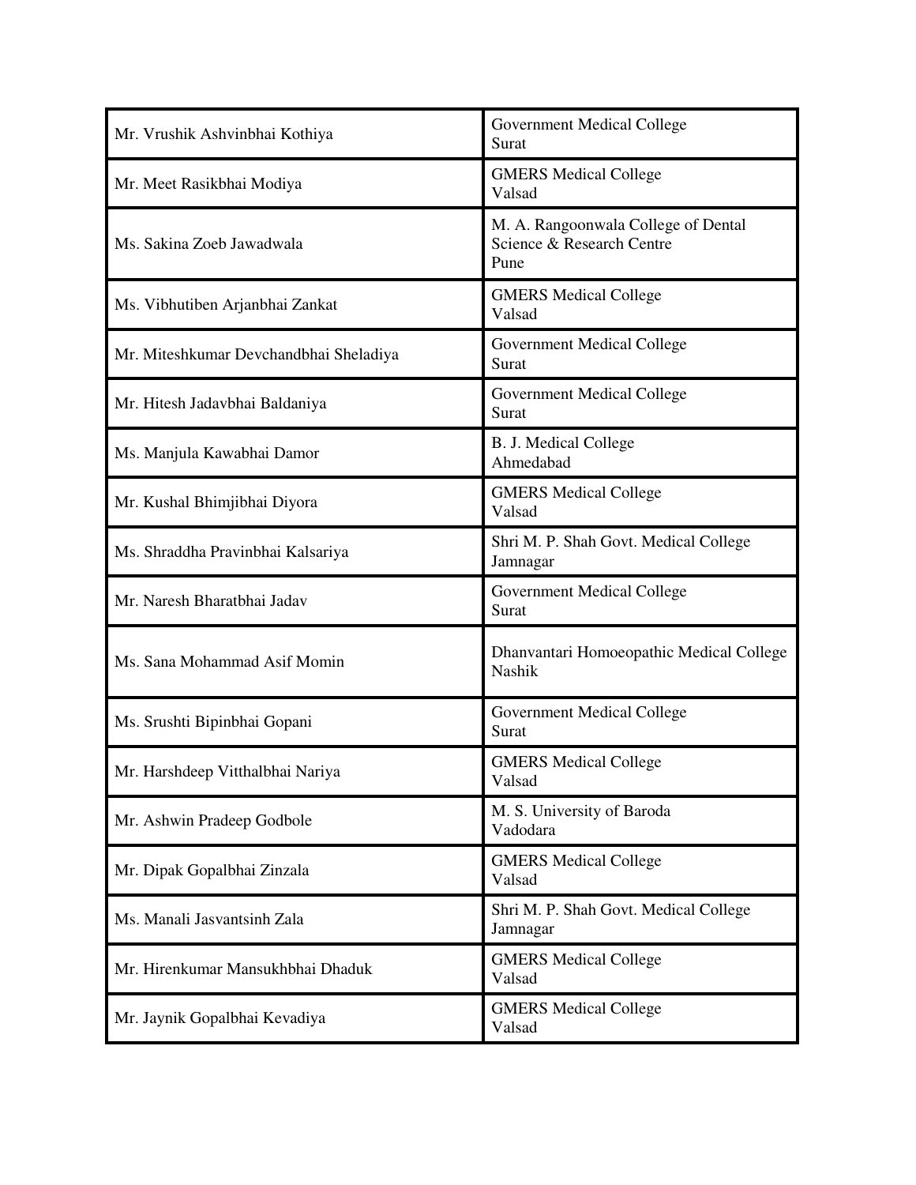| | |
|---|---|
| Mr. Vrushik Ashvinbhai Kothiya | Government Medical College<br>Surat |
| Mr. Meet Rasikbhai Modiya | GMERS Medical College<br>Valsad |
| Ms. Sakina Zoeb Jawadwala | M. A. Rangoonwala College of Dental Science & Research Centre<br>Pune |
| Ms. Vibhutiben Arjanbhai Zankat | GMERS Medical College<br>Valsad |
| Mr. Miteshkumar Devchandbhai Sheladiya | Government Medical College<br>Surat |
| Mr. Hitesh Jadavbhai Baldaniya | Government Medical College<br>Surat |
| Ms. Manjula Kawabhai Damor | B. J. Medical College<br>Ahmedabad |
| Mr. Kushal Bhimjibhai Diyora | GMERS Medical College<br>Valsad |
| Ms. Shraddha Pravinbhai Kalsariya | Shri M. P. Shah Govt. Medical College<br>Jamnagar |
| Mr. Naresh Bharatbhai Jadav | Government Medical College<br>Surat |
| Ms. Sana Mohammad Asif Momin | Dhanvantari Homoeopathic Medical College<br>Nashik |
| Ms. Srushti Bipinbhai Gopani | Government Medical College<br>Surat |
| Mr. Harshdeep Vitthalbhai Nariya | GMERS Medical College<br>Valsad |
| Mr. Ashwin Pradeep Godbole | M. S. University of Baroda<br>Vadodara |
| Mr. Dipak Gopalbhai Zinzala | GMERS Medical College<br>Valsad |
| Ms. Manali Jasvantsinh Zala | Shri M. P. Shah Govt. Medical College<br>Jamnagar |
| Mr. Hirenkumar Mansukhbhai Dhaduk | GMERS Medical College<br>Valsad |
| Mr. Jaynik Gopalbhai Kevadiya | GMERS Medical College<br>Valsad |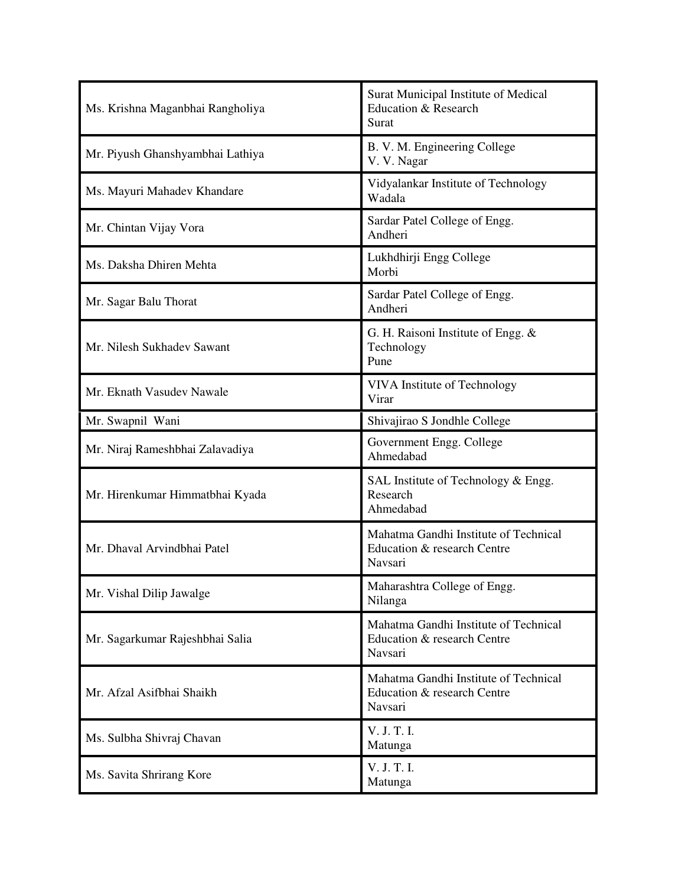| | |
|---|---|
| Ms. Krishna Maganbhai Rangholiya | Surat Municipal Institute of Medical Education & Research<br>Surat |
| Mr. Piyush Ghanshyambhai Lathiya | B. V. M. Engineering College<br>V. V. Nagar |
| Ms. Mayuri Mahadev Khandare | Vidyalankar Institute of Technology<br>Wadala |
| Mr. Chintan Vijay Vora | Sardar Patel College of Engg.<br>Andheri |
| Ms. Daksha Dhiren Mehta | Lukhdhirji Engg College<br>Morbi |
| Mr. Sagar Balu Thorat | Sardar Patel College of Engg.<br>Andheri |
| Mr. Nilesh Sukhadev Sawant | G. H. Raisoni Institute of Engg. & Technology<br>Pune |
| Mr. Eknath Vasudev Nawale | VIVA Institute of Technology<br>Virar |
| Mr. Swapnil Wani | Shivajirao S Jondhle College |
| Mr. Niraj Rameshbhai Zalavadiya | Government Engg. College<br>Ahmedabad |
| Mr. Hirenkumar Himmatbhai Kyada | SAL Institute of Technology & Engg. Research<br>Ahmedabad |
| Mr. Dhaval Arvindbhai Patel | Mahatma Gandhi Institute of Technical Education & research Centre<br>Navsari |
| Mr. Vishal Dilip Jawalge | Maharashtra College of Engg.<br>Nilanga |
| Mr. Sagarkumar Rajeshbhai Salia | Mahatma Gandhi Institute of Technical Education & research Centre<br>Navsari |
| Mr. Afzal Asifbhai Shaikh | Mahatma Gandhi Institute of Technical Education & research Centre<br>Navsari |
| Ms. Sulbha Shivraj Chavan | V. J. T. I.<br>Matunga |
| Ms. Savita Shrirang Kore | V. J. T. I.<br>Matunga |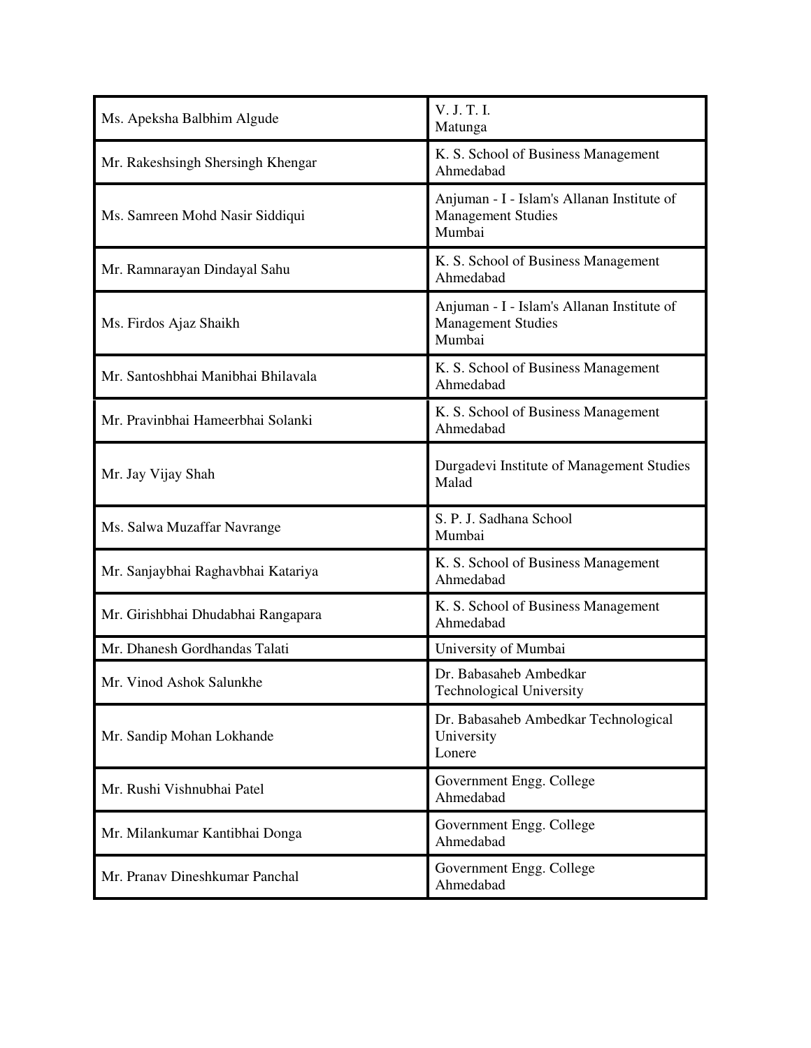| | |
|---|---|
| Ms. Apeksha Balbhim Algude | V. J. T. I.<br>Matunga |
| Mr. Rakeshsingh Shersingh Khengar | K. S. School of Business Management<br>Ahmedabad |
| Ms. Samreen Mohd Nasir Siddiqui | Anjuman - I - Islam's Allanan Institute of Management Studies<br>Mumbai |
| Mr. Ramnarayan Dindayal Sahu | K. S. School of Business Management<br>Ahmedabad |
| Ms. Firdos Ajaz Shaikh | Anjuman - I - Islam's Allanan Institute of Management Studies<br>Mumbai |
| Mr. Santoshbhai Manibhai Bhilavala | K. S. School of Business Management<br>Ahmedabad |
| Mr. Pravinbhai Hameerbhai Solanki | K. S. School of Business Management<br>Ahmedabad |
| Mr. Jay Vijay Shah | Durgadevi Institute of Management Studies<br>Malad |
| Ms. Salwa Muzaffar Navrange | S. P. J. Sadhana School<br>Mumbai |
| Mr. Sanjaybhai Raghavbhai Katariya | K. S. School of Business Management<br>Ahmedabad |
| Mr. Girishbhai Dhudabhai Rangapara | K. S. School of Business Management<br>Ahmedabad |
| Mr. Dhanesh Gordhandas Talati | University of Mumbai |
| Mr. Vinod Ashok Salunkhe | Dr. Babasaheb Ambedkar<br>Technological University |
| Mr. Sandip Mohan Lokhande | Dr. Babasaheb Ambedkar Technological University<br>Lonere |
| Mr. Rushi Vishnubhai Patel | Government Engg. College<br>Ahmedabad |
| Mr. Milankumar Kantibhai Donga | Government Engg. College<br>Ahmedabad |
| Mr. Pranav Dineshkumar Panchal | Government Engg. College<br>Ahmedabad |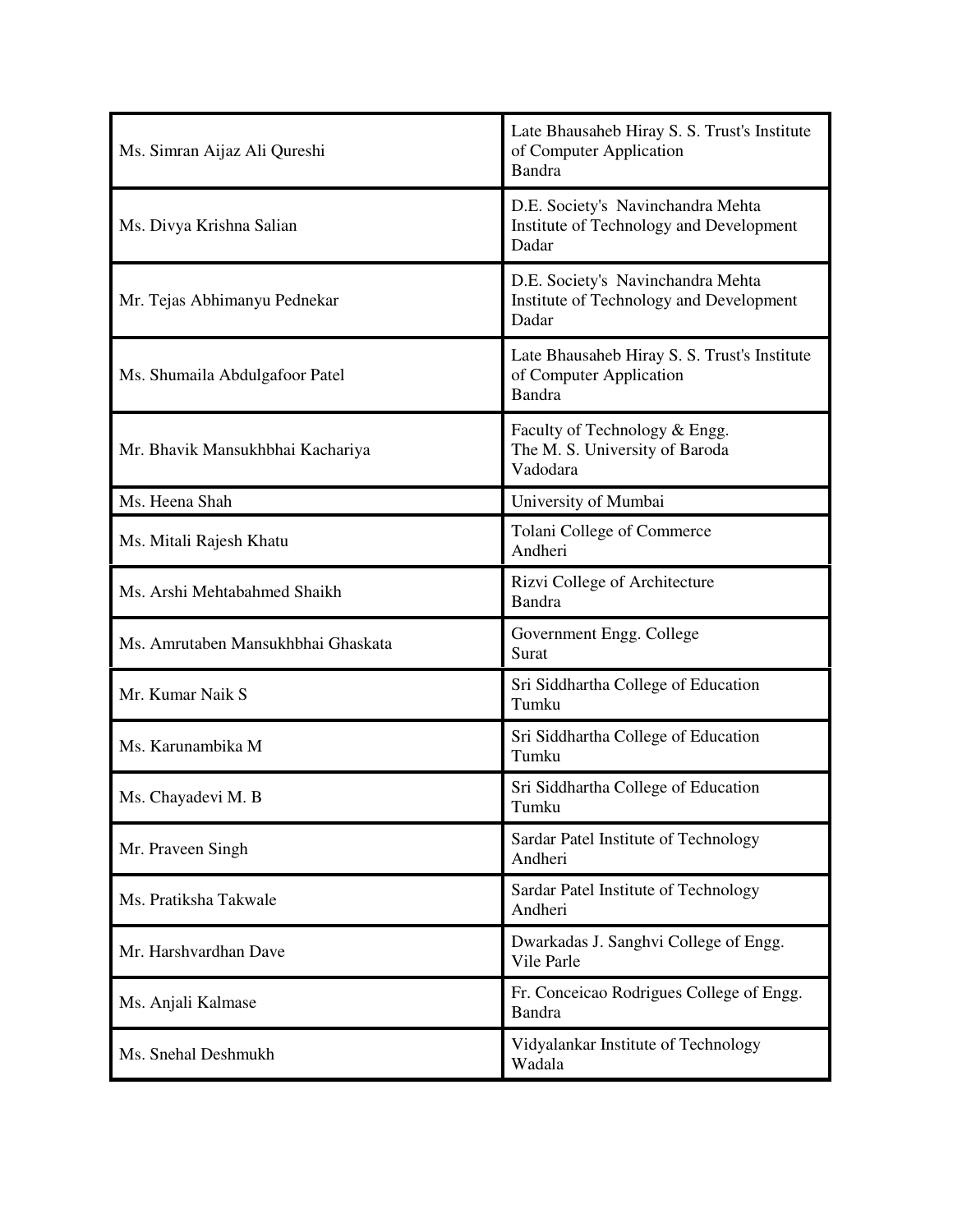| | |
|---|---|
| Ms. Simran Aijaz Ali Qureshi | Late Bhausaheb Hiray S. S. Trust's Institute of Computer Application<br>Bandra |
| Ms. Divya Krishna Salian | D.E. Society's Navinchandra Mehta Institute of Technology and Development<br>Dadar |
| Mr. Tejas Abhimanyu Pednekar | D.E. Society's Navinchandra Mehta Institute of Technology and Development<br>Dadar |
| Ms. Shumaila Abdulgafoor Patel | Late Bhausaheb Hiray S. S. Trust's Institute of Computer Application<br>Bandra |
| Mr. Bhavik Mansukhbhai Kachariya | Faculty of Technology & Engg.<br>The M. S. University of Baroda<br>Vadodara |
| Ms. Heena Shah | University of Mumbai |
| Ms. Mitali Rajesh Khatu | Tolani College of Commerce<br>Andheri |
| Ms. Arshi Mehtabahmed Shaikh | Rizvi College of Architecture<br>Bandra |
| Ms. Amrutaben Mansukhbhai Ghaskata | Government Engg. College<br>Surat |
| Mr. Kumar Naik S | Sri Siddhartha College of Education<br>Tumku |
| Ms. Karunambika M | Sri Siddhartha College of Education<br>Tumku |
| Ms. Chayadevi M. B | Sri Siddhartha College of Education<br>Tumku |
| Mr. Praveen Singh | Sardar Patel Institute of Technology<br>Andheri |
| Ms. Pratiksha Takwale | Sardar Patel Institute of Technology<br>Andheri |
| Mr. Harshvardhan Dave | Dwarkadas J. Sanghvi College of Engg.<br>Vile Parle |
| Ms. Anjali Kalmase | Fr. Conceicao Rodrigues College of Engg.<br>Bandra |
| Ms. Snehal Deshmukh | Vidyalankar Institute of Technology<br>Wadala |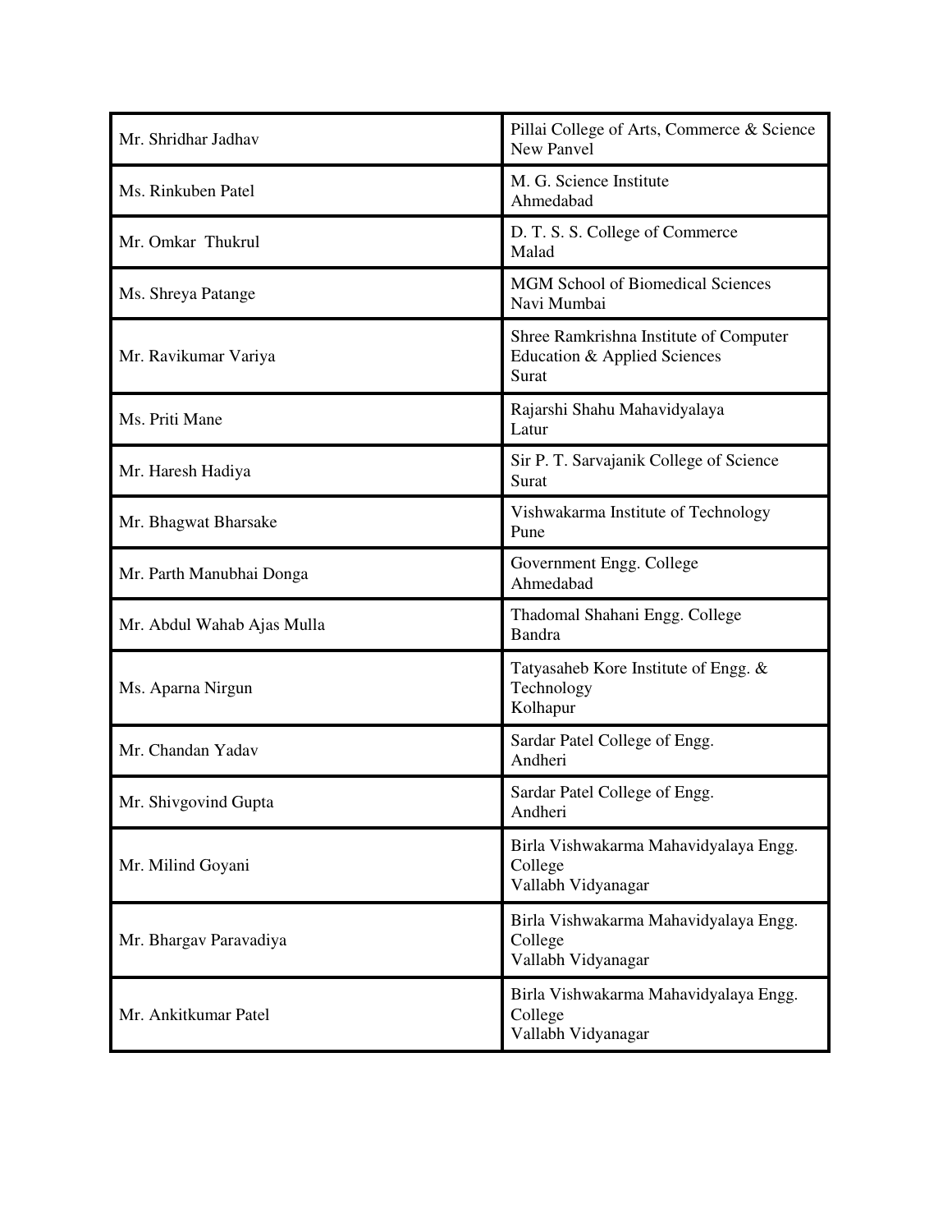| | |
|---|---|
| Mr. Shridhar Jadhav | Pillai College of Arts, Commerce & Science<br>New Panvel |
| Ms. Rinkuben Patel | M. G. Science Institute<br>Ahmedabad |
| Mr. Omkar Thukrul | D. T. S. S. College of Commerce<br>Malad |
| Ms. Shreya Patange | MGM School of Biomedical Sciences<br>Navi Mumbai |
| Mr. Ravikumar Variya | Shree Ramkrishna Institute of Computer Education & Applied Sciences<br>Surat |
| Ms. Priti Mane | Rajarshi Shahu Mahavidyalaya<br>Latur |
| Mr. Haresh Hadiya | Sir P. T. Sarvajanik College of Science<br>Surat |
| Mr. Bhagwat Bharsake | Vishwakarma Institute of Technology<br>Pune |
| Mr. Parth Manubhai Donga | Government Engg. College<br>Ahmedabad |
| Mr. Abdul Wahab Ajas Mulla | Thadomal Shahani Engg. College<br>Bandra |
| Ms. Aparna Nirgun | Tatyasaheb Kore Institute of Engg. & Technology<br>Kolhapur |
| Mr. Chandan Yadav | Sardar Patel College of Engg.<br>Andheri |
| Mr. Shivgovind Gupta | Sardar Patel College of Engg.<br>Andheri |
| Mr. Milind Goyani | Birla Vishwakarma Mahavidyalaya Engg. College<br>Vallabh Vidyanagar |
| Mr. Bhargav Paravadiya | Birla Vishwakarma Mahavidyalaya Engg. College<br>Vallabh Vidyanagar |
| Mr. Ankitkumar Patel | Birla Vishwakarma Mahavidyalaya Engg. College<br>Vallabh Vidyanagar |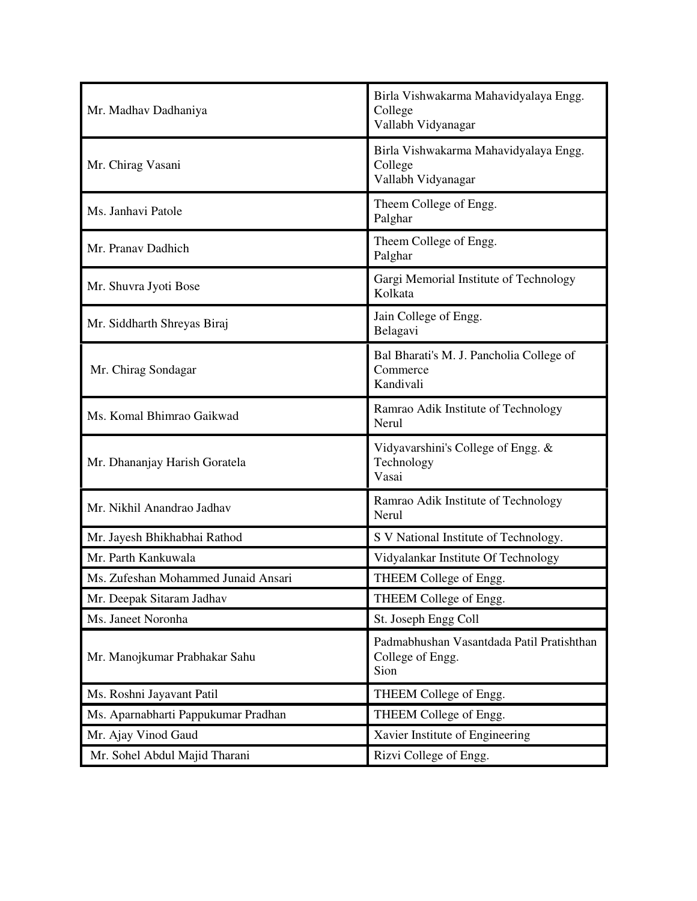| | |
|---|---|
| Mr. Madhav Dadhaniya | Birla Vishwakarma Mahavidyalaya Engg. College Vallabh Vidyanagar |
| Mr. Chirag Vasani | Birla Vishwakarma Mahavidyalaya Engg. College Vallabh Vidyanagar |
| Ms. Janhavi Patole | Theem College of Engg. Palghar |
| Mr. Pranav Dadhich | Theem College of Engg. Palghar |
| Mr. Shuvra Jyoti Bose | Gargi Memorial Institute of Technology Kolkata |
| Mr. Siddharth Shreyas Biraj | Jain College of Engg. Belagavi |
| Mr. Chirag Sondagar | Bal Bharati's M. J. Pancholia College of Commerce Kandivali |
| Ms. Komal Bhimrao Gaikwad | Ramrao Adik Institute of Technology Nerul |
| Mr. Dhananjay Harish Goratela | Vidyavarshini's College of Engg. & Technology Vasai |
| Mr. Nikhil Anandrao Jadhav | Ramrao Adik Institute of Technology Nerul |
| Mr. Jayesh Bhikhabhai Rathod | S V National Institute of Technology. |
| Mr. Parth Kankuwala | Vidyalankar Institute Of Technology |
| Ms. Zufeshan Mohammed Junaid Ansari | THEEM College of Engg. |
| Mr. Deepak Sitaram Jadhav | THEEM College of Engg. |
| Ms. Janeet Noronha | St. Joseph Engg Coll |
| Mr. Manojkumar Prabhakar Sahu | Padmabhushan Vasantdada Patil Pratishthan College of Engg. Sion |
| Ms. Roshni Jayavant Patil | THEEM College of Engg. |
| Ms. Aparnabharti Pappukumar Pradhan | THEEM College of Engg. |
| Mr. Ajay Vinod Gaud | Xavier Institute of Engineering |
| Mr. Sohel Abdul Majid Tharani | Rizvi College of Engg. |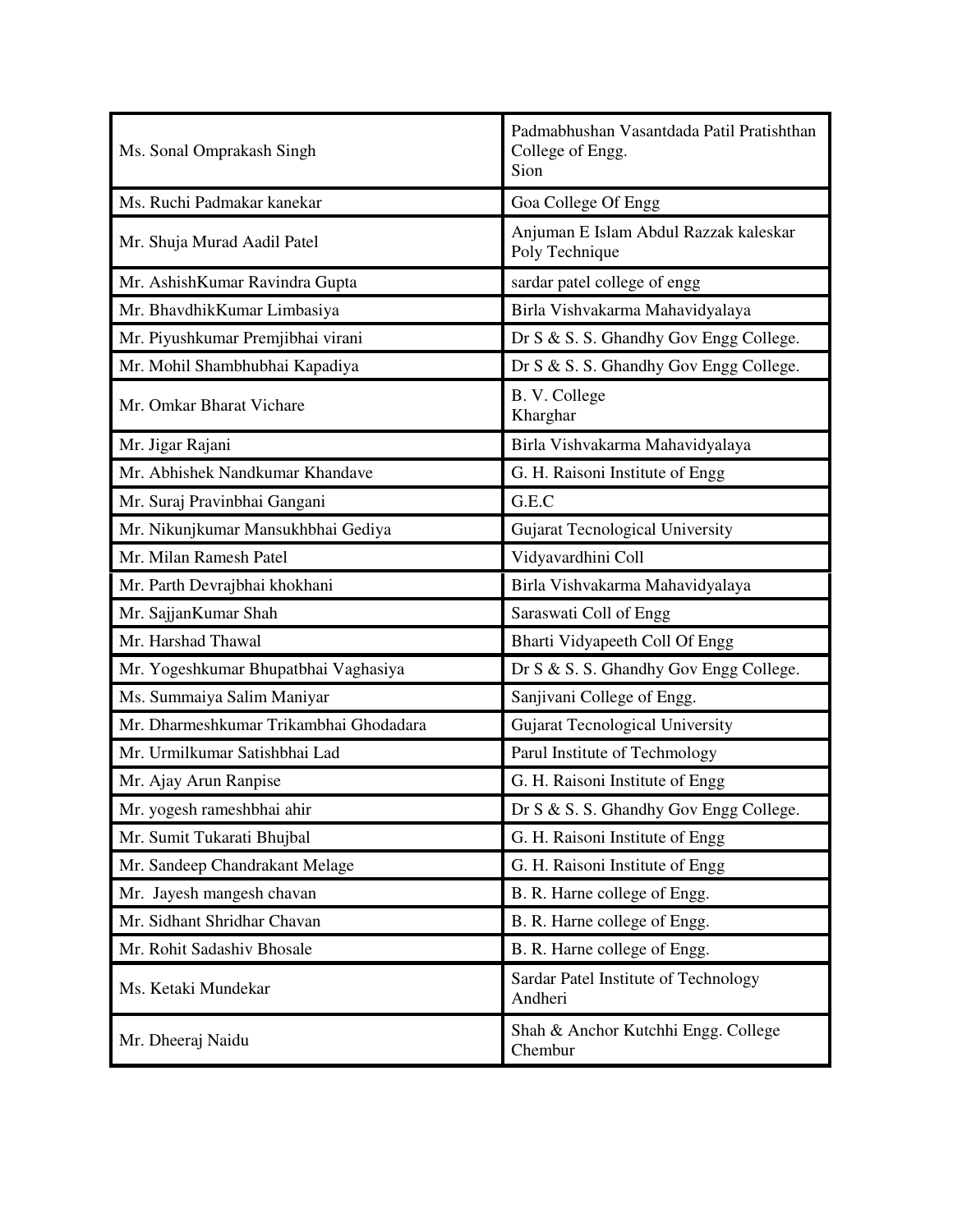| | |
|---|---|
| Ms. Sonal Omprakash Singh | Padmabhushan Vasantdada Patil Pratishthan College of Engg. Sion |
| Ms. Ruchi Padmakar kanekar | Goa College Of Engg |
| Mr. Shuja Murad Aadil Patel | Anjuman E Islam Abdul Razzak kaleskar Poly Technique |
| Mr. AshishKumar Ravindra Gupta | sardar patel college of engg |
| Mr. BhavdhikKumar Limbasiya | Birla Vishvakarma Mahavidyalaya |
| Mr. Piyushkumar Premjibhai virani | Dr S & S. S. Ghandhy Gov Engg College. |
| Mr. Mohil Shambhubhai Kapadiya | Dr S & S. S. Ghandhy Gov Engg College. |
| Mr. Omkar Bharat Vichare | B. V. College Kharghar |
| Mr. Jigar Rajani | Birla Vishvakarma Mahavidyalaya |
| Mr. Abhishek Nandkumar Khandave | G. H. Raisoni Institute of Engg |
| Mr. Suraj Pravinbhai Gangani | G.E.C |
| Mr. Nikunjkumar Mansukhbhai Gediya | Gujarat Tecnological University |
| Mr. Milan Ramesh Patel | Vidyavardhini Coll |
| Mr. Parth Devrajbhai khokhani | Birla Vishvakarma Mahavidyalaya |
| Mr. SajjanKumar Shah | Saraswati Coll of Engg |
| Mr. Harshad Thawal | Bharti Vidyapeeth Coll Of Engg |
| Mr. Yogeshkumar Bhupatbhai Vaghasiya | Dr S & S. S. Ghandhy Gov Engg College. |
| Ms. Summaiya Salim Maniyar | Sanjivani College of Engg. |
| Mr. Dharmeshkumar Trikambhai Ghodadara | Gujarat Tecnological University |
| Mr. Urmilkumar Satishbhai Lad | Parul Institute of Techmology |
| Mr. Ajay Arun Ranpise | G. H. Raisoni Institute of Engg |
| Mr. yogesh rameshbhai ahir | Dr S & S. S. Ghandhy Gov Engg College. |
| Mr. Sumit Tukarati Bhujbal | G. H. Raisoni Institute of Engg |
| Mr. Sandeep Chandrakant Melage | G. H. Raisoni Institute of Engg |
| Mr. Jayesh mangesh chavan | B. R. Harne college of Engg. |
| Mr. Sidhant Shridhar Chavan | B. R. Harne college of Engg. |
| Mr. Rohit Sadashiv Bhosale | B. R. Harne college of Engg. |
| Ms. Ketaki Mundekar | Sardar Patel Institute of Technology Andheri |
| Mr. Dheeraj Naidu | Shah & Anchor Kutchhi Engg. College Chembur |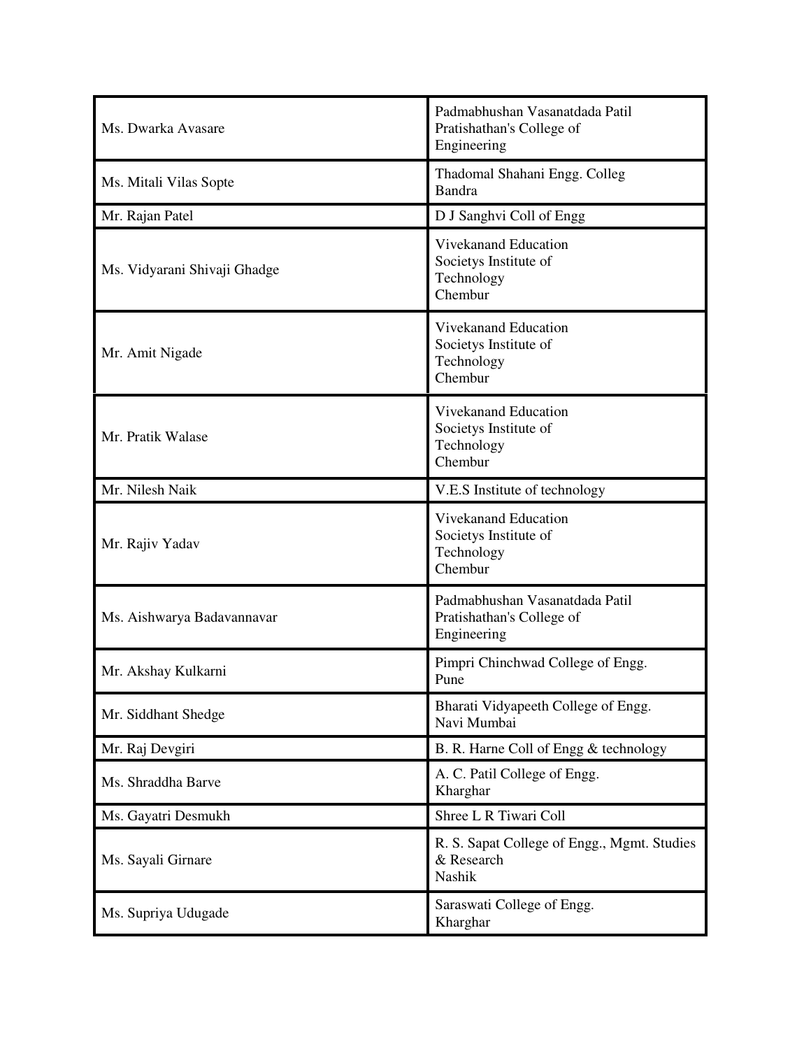| | |
|---|---|
| Ms. Dwarka Avasare | Padmabhushan Vasanatdada Patil Pratishathan's College of Engineering |
| Ms. Mitali Vilas Sopte | Thadomal Shahani Engg. Colleg Bandra |
| Mr. Rajan Patel | D J Sanghvi Coll of Engg |
| Ms. Vidyarani Shivaji Ghadge | Vivekanand Education Societys Institute of Technology Chembur |
| Mr. Amit Nigade | Vivekanand Education Societys Institute of Technology Chembur |
| Mr. Pratik Walase | Vivekanand Education Societys Institute of Technology Chembur |
| Mr. Nilesh Naik | V.E.S Institute of technology |
| Mr. Rajiv Yadav | Vivekanand Education Societys Institute of Technology Chembur |
| Ms. Aishwarya Badavannavar | Padmabhushan Vasanatdada Patil Pratishathan's College of Engineering |
| Mr. Akshay Kulkarni | Pimpri Chinchwad College of Engg. Pune |
| Mr. Siddhant Shedge | Bharati Vidyapeeth College of Engg. Navi Mumbai |
| Mr. Raj Devgiri | B. R. Harne Coll of Engg & technology |
| Ms. Shraddha Barve | A. C. Patil College of Engg. Kharghar |
| Ms. Gayatri Desmukh | Shree L R Tiwari Coll |
| Ms. Sayali Girnare | R. S. Sapat College of Engg., Mgmt. Studies & Research Nashik |
| Ms. Supriya Udugade | Saraswati College of Engg. Kharghar |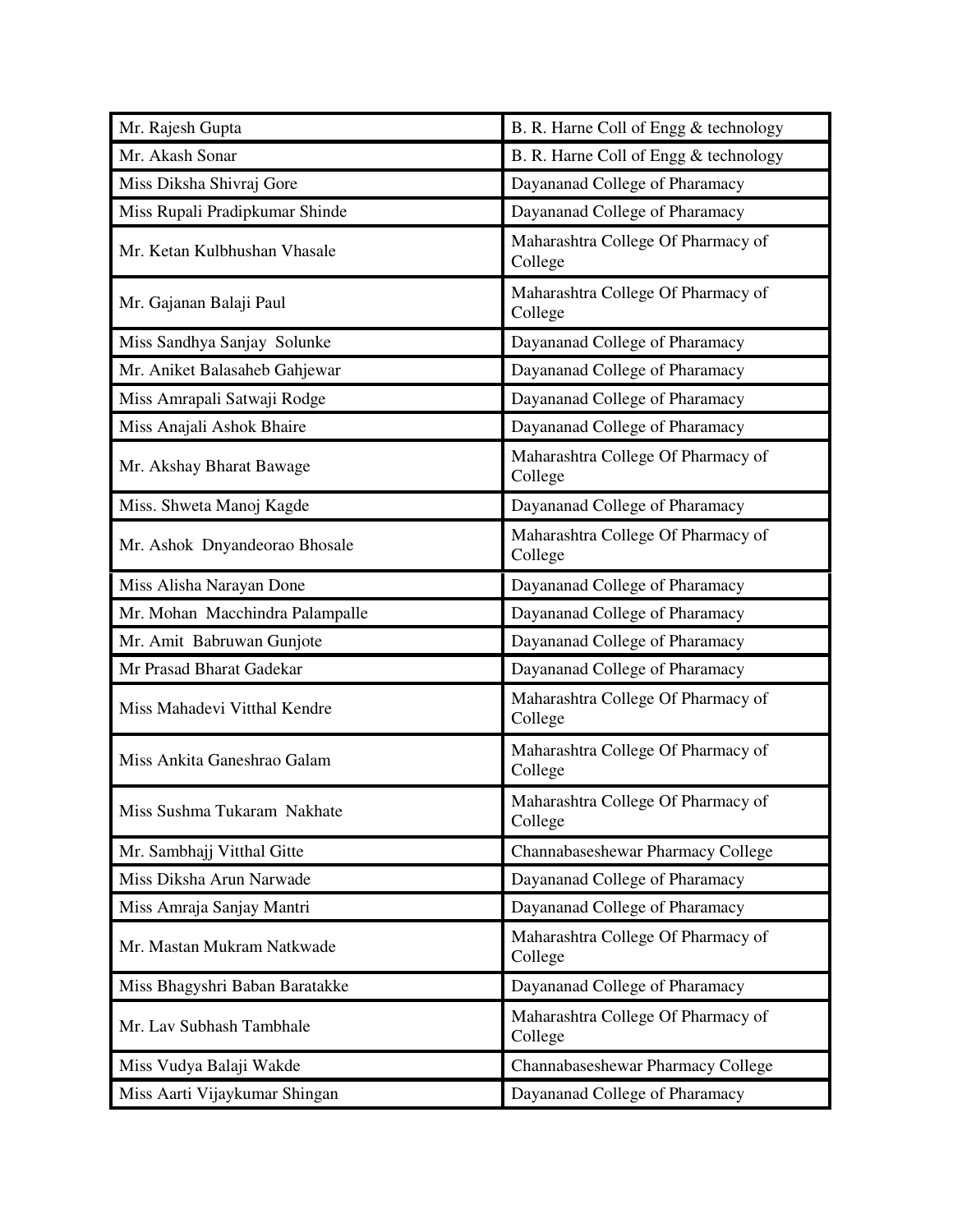| Mr. Rajesh Gupta | B. R. Harne Coll of Engg & technology |
|---|---|
| Mr. Akash Sonar | B. R. Harne Coll of Engg & technology |
| Miss Diksha Shivraj Gore | Dayananad College of Pharamacy |
| Miss Rupali Pradipkumar Shinde | Dayananad College of Pharamacy |
| Mr. Ketan Kulbhushan Vhasale | Maharashtra College Of Pharmacy of College |
| Mr. Gajanan Balaji Paul | Maharashtra College Of Pharmacy of College |
| Miss Sandhya Sanjay Solunke | Dayananad College of Pharamacy |
| Mr. Aniket Balasaheb Gahjewar | Dayananad College of Pharamacy |
| Miss Amrapali Satwaji Rodge | Dayananad College of Pharamacy |
| Miss Anajali Ashok Bhaire | Dayananad College of Pharamacy |
| Mr. Akshay Bharat Bawage | Maharashtra College Of Pharmacy of College |
| Miss. Shweta Manoj Kagde | Dayananad College of Pharamacy |
| Mr. Ashok Dnyandeorao Bhosale | Maharashtra College Of Pharmacy of College |
| Miss Alisha Narayan Done | Dayananad College of Pharamacy |
| Mr. Mohan Macchindra Palampalle | Dayananad College of Pharamacy |
| Mr. Amit Babruwan Gunjote | Dayananad College of Pharamacy |
| Mr Prasad Bharat Gadekar | Dayananad College of Pharamacy |
| Miss Mahadevi Vitthal Kendre | Maharashtra College Of Pharmacy of College |
| Miss Ankita Ganeshrao Galam | Maharashtra College Of Pharmacy of College |
| Miss Sushma Tukaram Nakhate | Maharashtra College Of Pharmacy of College |
| Mr. Sambhajj Vitthal Gitte | Channabaseshewar Pharmacy College |
| Miss Diksha Arun Narwade | Dayananad College of Pharamacy |
| Miss Amraja Sanjay Mantri | Dayananad College of Pharamacy |
| Mr. Mastan Mukram Natkwade | Maharashtra College Of Pharmacy of College |
| Miss Bhagyshri Baban Baratakke | Dayananad College of Pharamacy |
| Mr. Lav Subhash Tambhale | Maharashtra College Of Pharmacy of College |
| Miss Vudya Balaji Wakde | Channabaseshewar Pharmacy College |
| Miss Aarti Vijaykumar Shingan | Dayananad College of Pharamacy |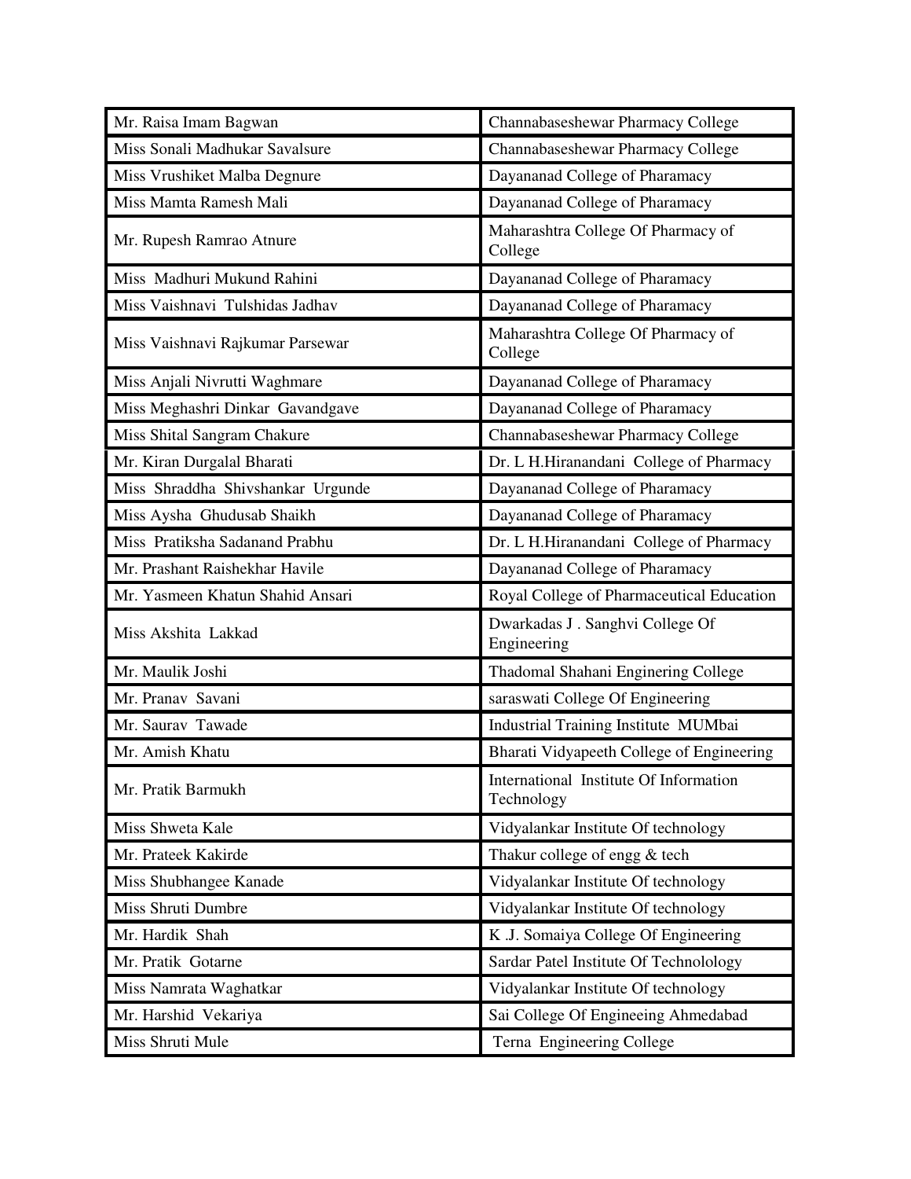| Mr. Raisa Imam Bagwan | Channabaseshewar Pharmacy College |
|---|---|
| Miss Sonali Madhukar Savalsure | Channabaseshewar Pharmacy College |
| Miss Vrushiket Malba Degnure | Dayananad College of Pharamacy |
| Miss Mamta Ramesh Mali | Dayananad College of Pharamacy |
| Mr. Rupesh Ramrao Atnure | Maharashtra College Of Pharmacy of College |
| Miss Madhuri Mukund Rahini | Dayananad College of Pharamacy |
| Miss Vaishnavi Tulshidas Jadhav | Dayananad College of Pharamacy |
| Miss Vaishnavi Rajkumar Parsewar | Maharashtra College Of Pharmacy of College |
| Miss Anjali Nivrutti Waghmare | Dayananad College of Pharamacy |
| Miss Meghashri Dinkar Gavandgave | Dayananad College of Pharamacy |
| Miss Shital Sangram Chakure | Channabaseshewar Pharmacy College |
| Mr. Kiran Durgalal Bharati | Dr. L H.Hiranandani College of Pharmacy |
| Miss Shraddha Shivshankar Urgunde | Dayananad College of Pharamacy |
| Miss Aysha Ghudusab Shaikh | Dayananad College of Pharamacy |
| Miss Pratiksha Sadanand Prabhu | Dr. L H.Hiranandani College of Pharmacy |
| Mr. Prashant Raishekhar Havile | Dayananad College of Pharamacy |
| Mr. Yasmeen Khatun Shahid Ansari | Royal College of Pharmaceutical Education |
| Miss Akshita Lakkad | Dwarkadas J . Sanghvi College Of Engineering |
| Mr. Maulik Joshi | Thadomal Shahani Enginering College |
| Mr. Pranav Savani | saraswati College Of Engineering |
| Mr. Saurav Tawade | Industrial Training Institute MUMbai |
| Mr. Amish Khatu | Bharati Vidyapeeth College of Engineering |
| Mr. Pratik Barmukh | International Institute Of Information Technology |
| Miss Shweta Kale | Vidyalankar Institute Of technology |
| Mr. Prateek Kakirde | Thakur college of engg & tech |
| Miss Shubhangee Kanade | Vidyalankar Institute Of technology |
| Miss Shruti Dumbre | Vidyalankar Institute Of technology |
| Mr. Hardik Shah | K .J. Somaiya College Of Engineering |
| Mr. Pratik Gotarne | Sardar Patel Institute Of Technolology |
| Miss Namrata Waghatkar | Vidyalankar Institute Of technology |
| Mr. Harshid Vekariya | Sai College Of Engineeing Ahmedabad |
| Miss Shruti Mule | Terna Engineering College |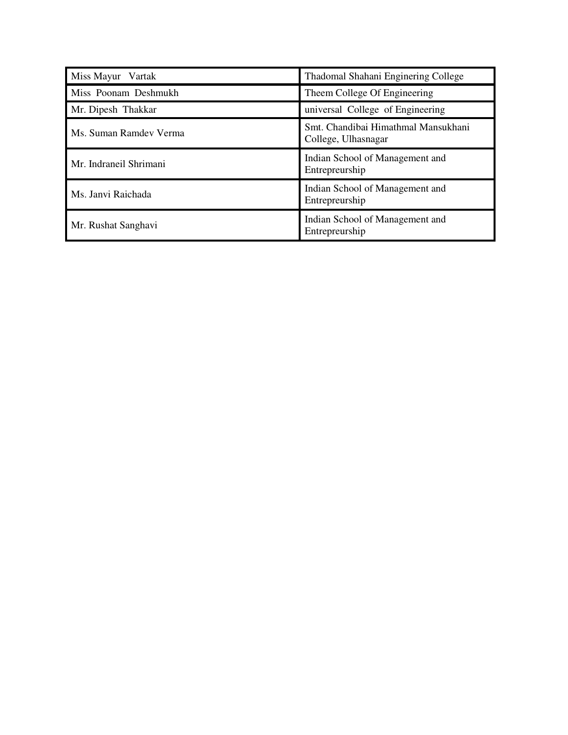| | |
|---|---|
| Miss Mayur Vartak | Thadomal Shahani Enginering College |
| Miss Poonam Deshmukh | Theem College Of Engineering |
| Mr. Dipesh Thakkar | universal College of Engineering |
| Ms. Suman Ramdev Verma | Smt. Chandibai Himathmal Mansukhani College, Ulhasnagar |
| Mr. Indraneil Shrimani | Indian School of Management and Entrepreurship |
| Ms. Janvi Raichada | Indian School of Management and Entrepreurship |
| Mr. Rushat Sanghavi | Indian School of Management and Entrepreurship |